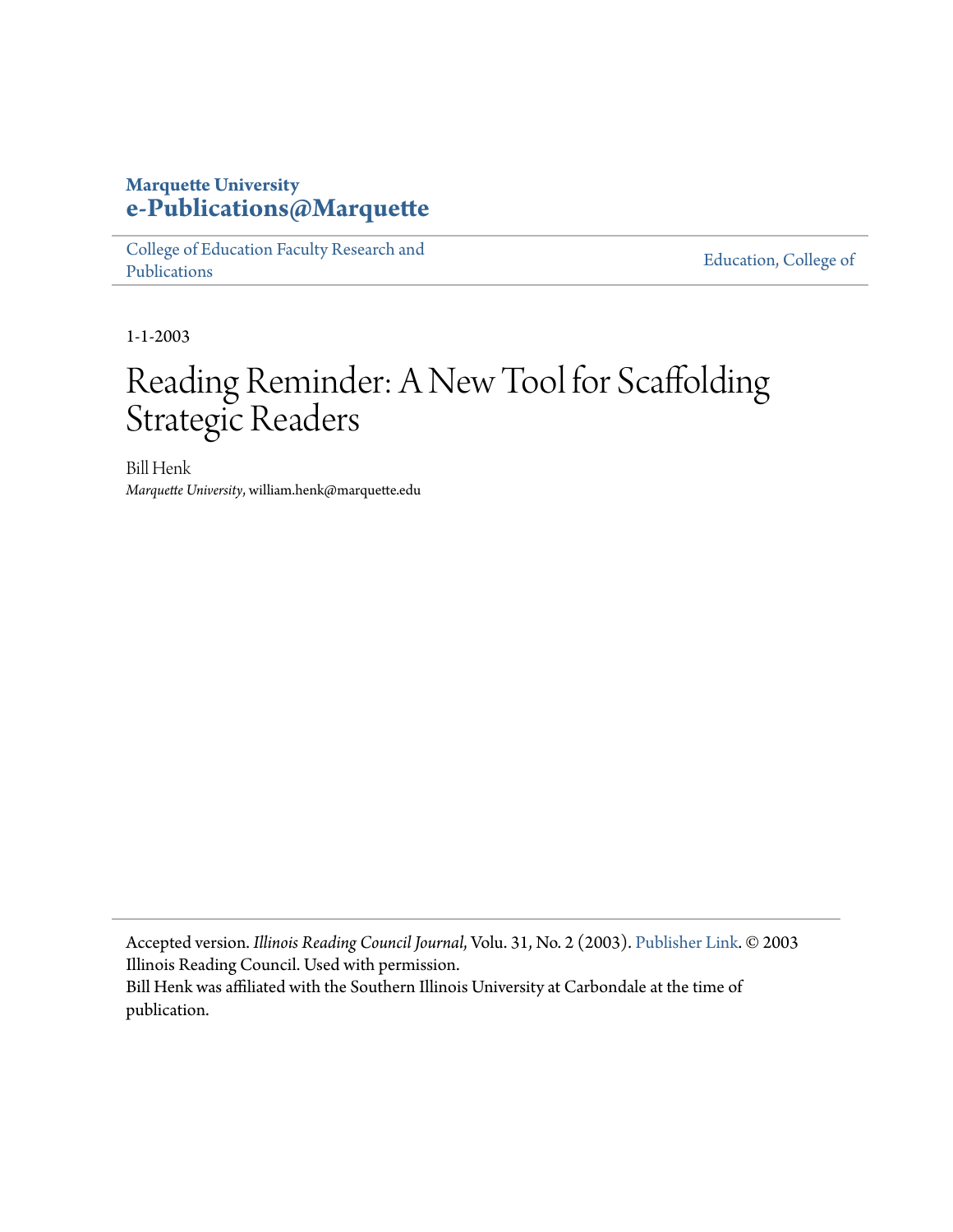**Marquette University**
**e-Publications@Marquette**

College of Education Faculty Research and Publications | Education, College of

1-1-2003

# Reading Reminder: A New Tool for Scaffolding Strategic Readers

Bill Henk
*Marquette University*, william.henk@marquette.edu

---

Accepted version. *Illinois Reading Council Journal*, Volu. 31, No. 2 (2003). Publisher Link. © 2003 Illinois Reading Council. Used with permission.
Bill Henk was affiliated with the Southern Illinois University at Carbondale at the time of publication.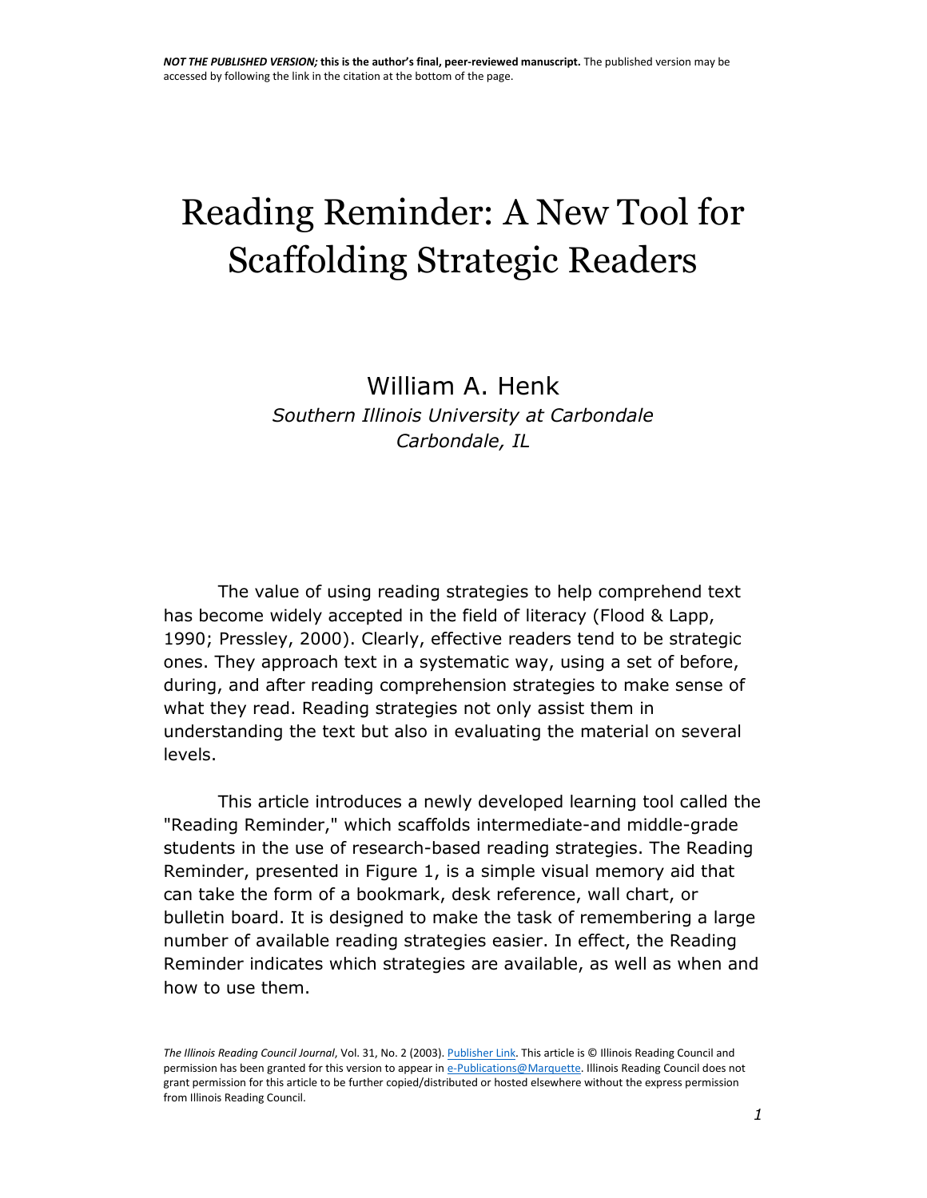*NOT THE PUBLISHED VERSION;* **this is the author's final, peer-reviewed manuscript.** The published version may be accessed by following the link in the citation at the bottom of the page.

# Reading Reminder: A New Tool for Scaffolding Strategic Readers

William A. Henk

*Southern Illinois University at Carbondale*
*Carbondale, IL*

The value of using reading strategies to help comprehend text has become widely accepted in the field of literacy (Flood & Lapp, 1990; Pressley, 2000). Clearly, effective readers tend to be strategic ones. They approach text in a systematic way, using a set of before, during, and after reading comprehension strategies to make sense of what they read. Reading strategies not only assist them in understanding the text but also in evaluating the material on several levels.

This article introduces a newly developed learning tool called the "Reading Reminder," which scaffolds intermediate-and middle-grade students in the use of research-based reading strategies. The Reading Reminder, presented in Figure 1, is a simple visual memory aid that can take the form of a bookmark, desk reference, wall chart, or bulletin board. It is designed to make the task of remembering a large number of available reading strategies easier. In effect, the Reading Reminder indicates which strategies are available, as well as when and how to use them.

*The Illinois Reading Council Journal*, Vol. 31, No. 2 (2003). Publisher Link. This article is © Illinois Reading Council and permission has been granted for this version to appear in e-Publications@Marquette. Illinois Reading Council does not grant permission for this article to be further copied/distributed or hosted elsewhere without the express permission from Illinois Reading Council.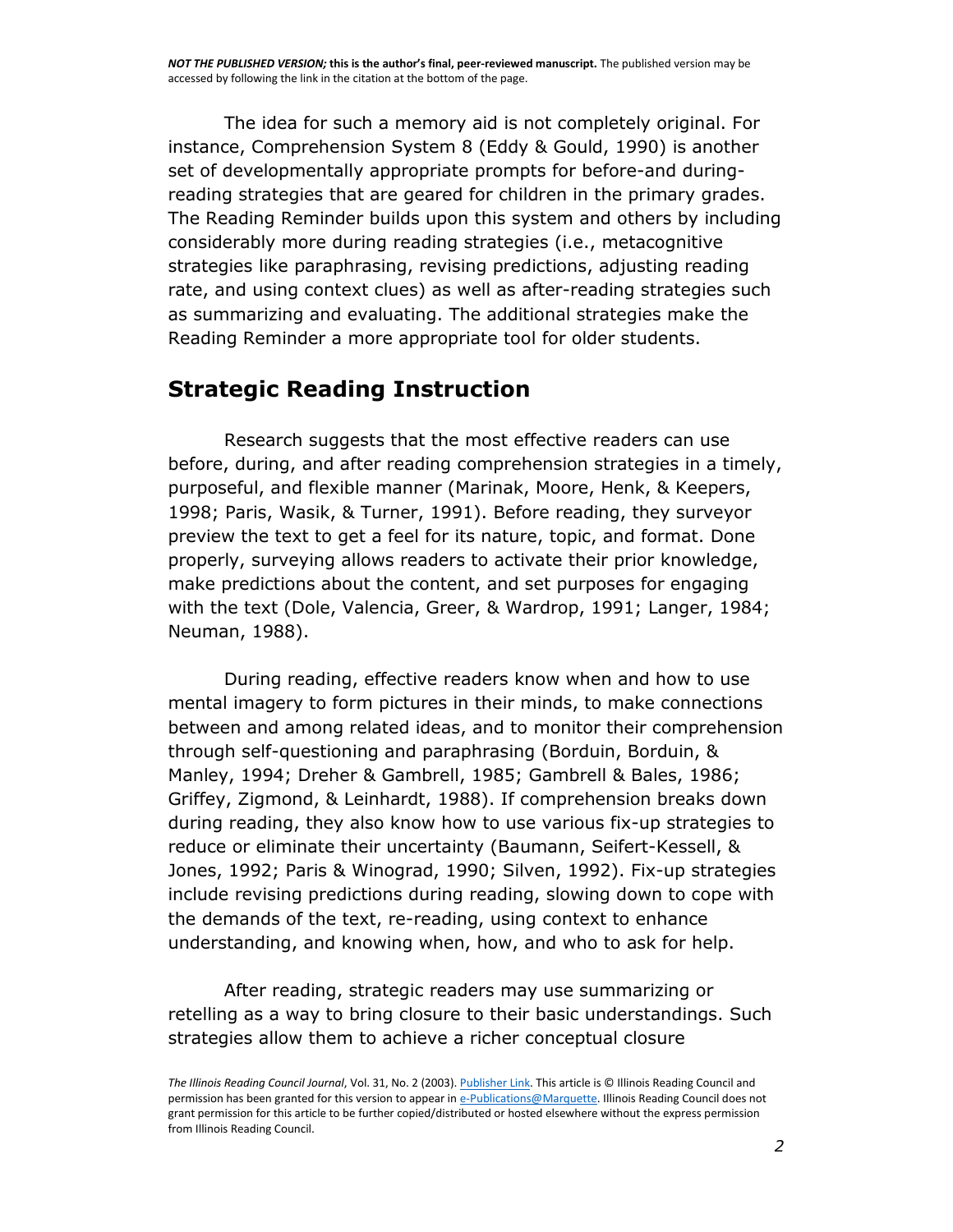The idea for such a memory aid is not completely original. For instance, Comprehension System 8 (Eddy & Gould, 1990) is another set of developmentally appropriate prompts for before-and during-reading strategies that are geared for children in the primary grades. The Reading Reminder builds upon this system and others by including considerably more during reading strategies (i.e., metacognitive strategies like paraphrasing, revising predictions, adjusting reading rate, and using context clues) as well as after-reading strategies such as summarizing and evaluating. The additional strategies make the Reading Reminder a more appropriate tool for older students.

## Strategic Reading Instruction

Research suggests that the most effective readers can use before, during, and after reading comprehension strategies in a timely, purposeful, and flexible manner (Marinak, Moore, Henk, & Keepers, 1998; Paris, Wasik, & Turner, 1991). Before reading, they surveyor preview the text to get a feel for its nature, topic, and format. Done properly, surveying allows readers to activate their prior knowledge, make predictions about the content, and set purposes for engaging with the text (Dole, Valencia, Greer, & Wardrop, 1991; Langer, 1984; Neuman, 1988).

During reading, effective readers know when and how to use mental imagery to form pictures in their minds, to make connections between and among related ideas, and to monitor their comprehension through self-questioning and paraphrasing (Borduin, Borduin, & Manley, 1994; Dreher & Gambrell, 1985; Gambrell & Bales, 1986; Griffey, Zigmond, & Leinhardt, 1988). If comprehension breaks down during reading, they also know how to use various fix-up strategies to reduce or eliminate their uncertainty (Baumann, Seifert-Kessell, & Jones, 1992; Paris & Winograd, 1990; Silven, 1992). Fix-up strategies include revising predictions during reading, slowing down to cope with the demands of the text, re-reading, using context to enhance understanding, and knowing when, how, and who to ask for help.

After reading, strategic readers may use summarizing or retelling as a way to bring closure to their basic understandings. Such strategies allow them to achieve a richer conceptual closure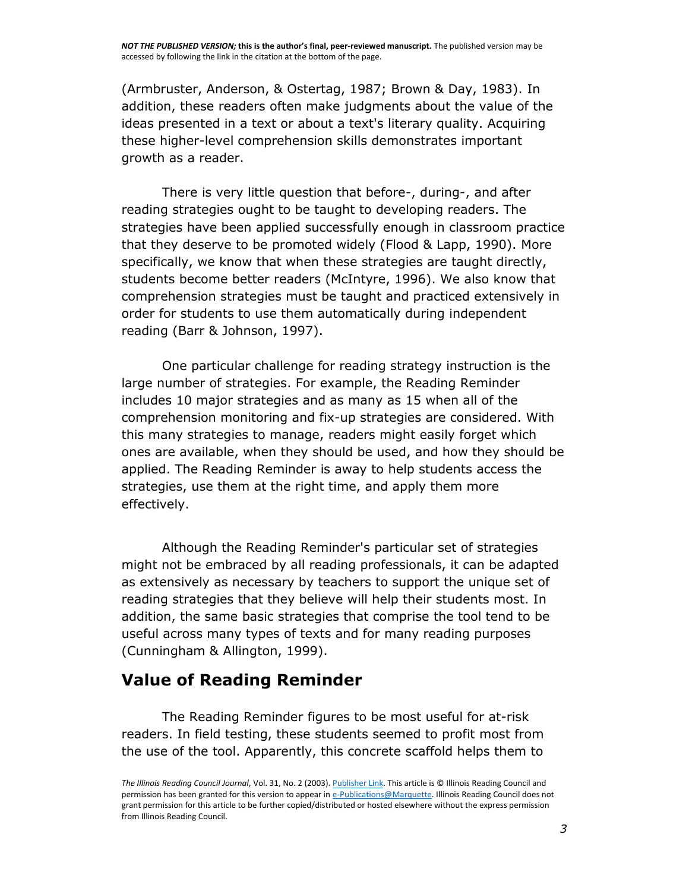(Armbruster, Anderson, & Ostertag, 1987; Brown & Day, 1983). In addition, these readers often make judgments about the value of the ideas presented in a text or about a text's literary quality. Acquiring these higher-level comprehension skills demonstrates important growth as a reader.

There is very little question that before-, during-, and after reading strategies ought to be taught to developing readers. The strategies have been applied successfully enough in classroom practice that they deserve to be promoted widely (Flood & Lapp, 1990). More specifically, we know that when these strategies are taught directly, students become better readers (McIntyre, 1996). We also know that comprehension strategies must be taught and practiced extensively in order for students to use them automatically during independent reading (Barr & Johnson, 1997).

One particular challenge for reading strategy instruction is the large number of strategies. For example, the Reading Reminder includes 10 major strategies and as many as 15 when all of the comprehension monitoring and fix-up strategies are considered. With this many strategies to manage, readers might easily forget which ones are available, when they should be used, and how they should be applied. The Reading Reminder is away to help students access the strategies, use them at the right time, and apply them more effectively.

Although the Reading Reminder's particular set of strategies might not be embraced by all reading professionals, it can be adapted as extensively as necessary by teachers to support the unique set of reading strategies that they believe will help their students most. In addition, the same basic strategies that comprise the tool tend to be useful across many types of texts and for many reading purposes (Cunningham & Allington, 1999).

## Value of Reading Reminder

The Reading Reminder figures to be most useful for at-risk readers. In field testing, these students seemed to profit most from the use of the tool. Apparently, this concrete scaffold helps them to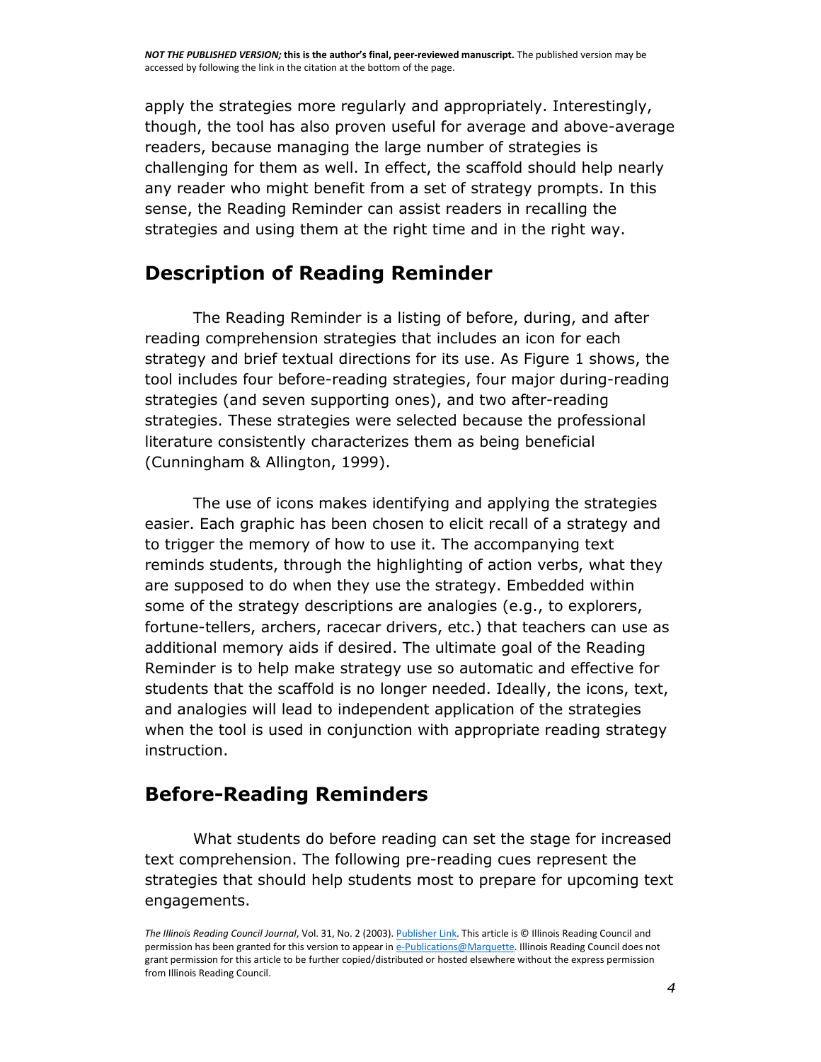apply the strategies more regularly and appropriately. Interestingly, though, the tool has also proven useful for average and above-average readers, because managing the large number of strategies is challenging for them as well. In effect, the scaffold should help nearly any reader who might benefit from a set of strategy prompts. In this sense, the Reading Reminder can assist readers in recalling the strategies and using them at the right time and in the right way.

## Description of Reading Reminder

The Reading Reminder is a listing of before, during, and after reading comprehension strategies that includes an icon for each strategy and brief textual directions for its use. As Figure 1 shows, the tool includes four before-reading strategies, four major during-reading strategies (and seven supporting ones), and two after-reading strategies. These strategies were selected because the professional literature consistently characterizes them as being beneficial (Cunningham & Allington, 1999).

The use of icons makes identifying and applying the strategies easier. Each graphic has been chosen to elicit recall of a strategy and to trigger the memory of how to use it. The accompanying text reminds students, through the highlighting of action verbs, what they are supposed to do when they use the strategy. Embedded within some of the strategy descriptions are analogies (e.g., to explorers, fortune-tellers, archers, racecar drivers, etc.) that teachers can use as additional memory aids if desired. The ultimate goal of the Reading Reminder is to help make strategy use so automatic and effective for students that the scaffold is no longer needed. Ideally, the icons, text, and analogies will lead to independent application of the strategies when the tool is used in conjunction with appropriate reading strategy instruction.

## Before-Reading Reminders

What students do before reading can set the stage for increased text comprehension. The following pre-reading cues represent the strategies that should help students most to prepare for upcoming text engagements.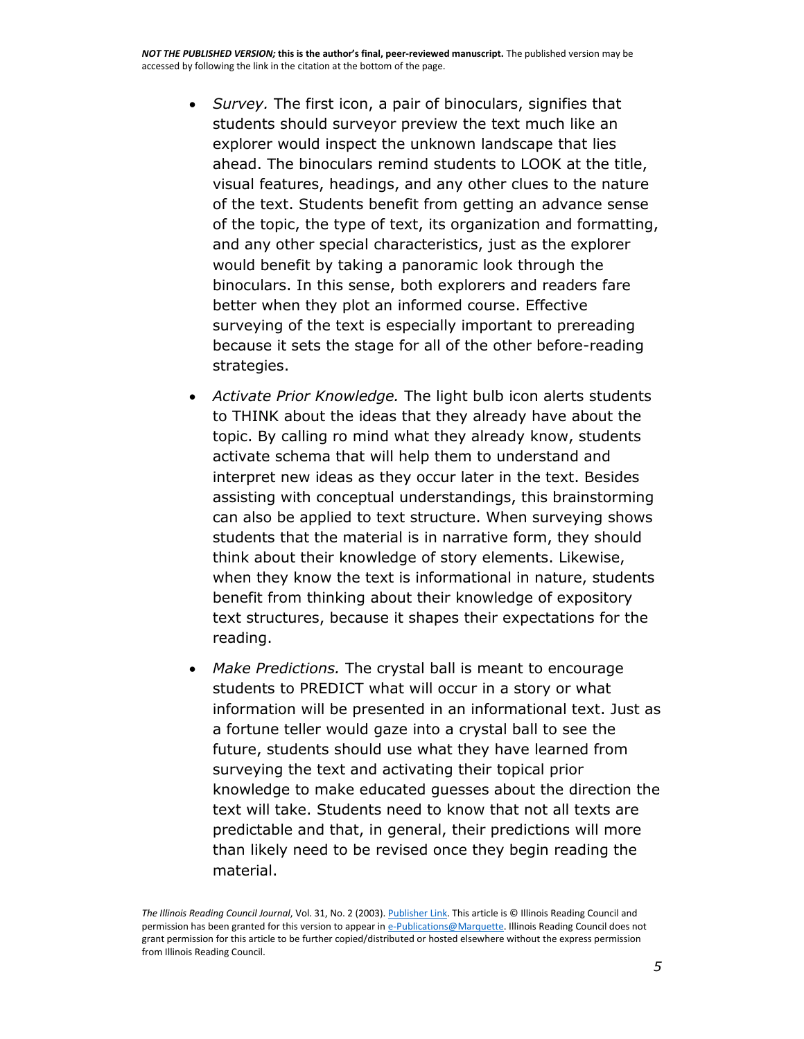- *Survey.* The first icon, a pair of binoculars, signifies that students should surveyor preview the text much like an explorer would inspect the unknown landscape that lies ahead. The binoculars remind students to LOOK at the title, visual features, headings, and any other clues to the nature of the text. Students benefit from getting an advance sense of the topic, the type of text, its organization and formatting, and any other special characteristics, just as the explorer would benefit by taking a panoramic look through the binoculars. In this sense, both explorers and readers fare better when they plot an informed course. Effective surveying of the text is especially important to prereading because it sets the stage for all of the other before-reading strategies.
- *Activate Prior Knowledge.* The light bulb icon alerts students to THINK about the ideas that they already have about the topic. By calling ro mind what they already know, students activate schema that will help them to understand and interpret new ideas as they occur later in the text. Besides assisting with conceptual understandings, this brainstorming can also be applied to text structure. When surveying shows students that the material is in narrative form, they should think about their knowledge of story elements. Likewise, when they know the text is informational in nature, students benefit from thinking about their knowledge of expository text structures, because it shapes their expectations for the reading.
- *Make Predictions.* The crystal ball is meant to encourage students to PREDICT what will occur in a story or what information will be presented in an informational text. Just as a fortune teller would gaze into a crystal ball to see the future, students should use what they have learned from surveying the text and activating their topical prior knowledge to make educated guesses about the direction the text will take. Students need to know that not all texts are predictable and that, in general, their predictions will more than likely need to be revised once they begin reading the material.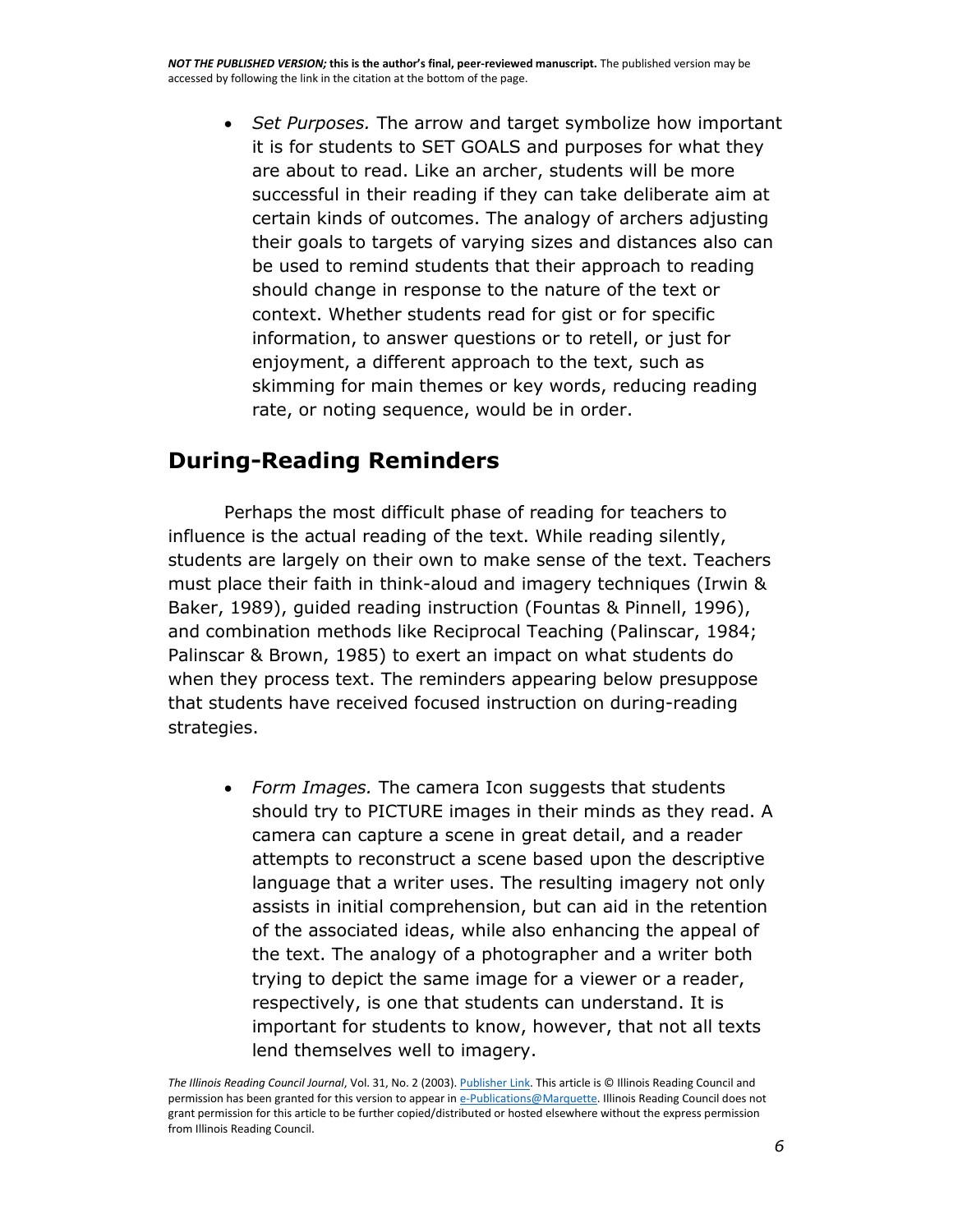- *Set Purposes.* The arrow and target symbolize how important it is for students to SET GOALS and purposes for what they are about to read. Like an archer, students will be more successful in their reading if they can take deliberate aim at certain kinds of outcomes. The analogy of archers adjusting their goals to targets of varying sizes and distances also can be used to remind students that their approach to reading should change in response to the nature of the text or context. Whether students read for gist or for specific information, to answer questions or to retell, or just for enjoyment, a different approach to the text, such as skimming for main themes or key words, reducing reading rate, or noting sequence, would be in order.

## During-Reading Reminders

Perhaps the most difficult phase of reading for teachers to influence is the actual reading of the text. While reading silently, students are largely on their own to make sense of the text. Teachers must place their faith in think-aloud and imagery techniques (Irwin & Baker, 1989), guided reading instruction (Fountas & Pinnell, 1996), and combination methods like Reciprocal Teaching (Palinscar, 1984; Palinscar & Brown, 1985) to exert an impact on what students do when they process text. The reminders appearing below presuppose that students have received focused instruction on during-reading strategies.

- *Form Images.* The camera Icon suggests that students should try to PICTURE images in their minds as they read. A camera can capture a scene in great detail, and a reader attempts to reconstruct a scene based upon the descriptive language that a writer uses. The resulting imagery not only assists in initial comprehension, but can aid in the retention of the associated ideas, while also enhancing the appeal of the text. The analogy of a photographer and a writer both trying to depict the same image for a viewer or a reader, respectively, is one that students can understand. It is important for students to know, however, that not all texts lend themselves well to imagery.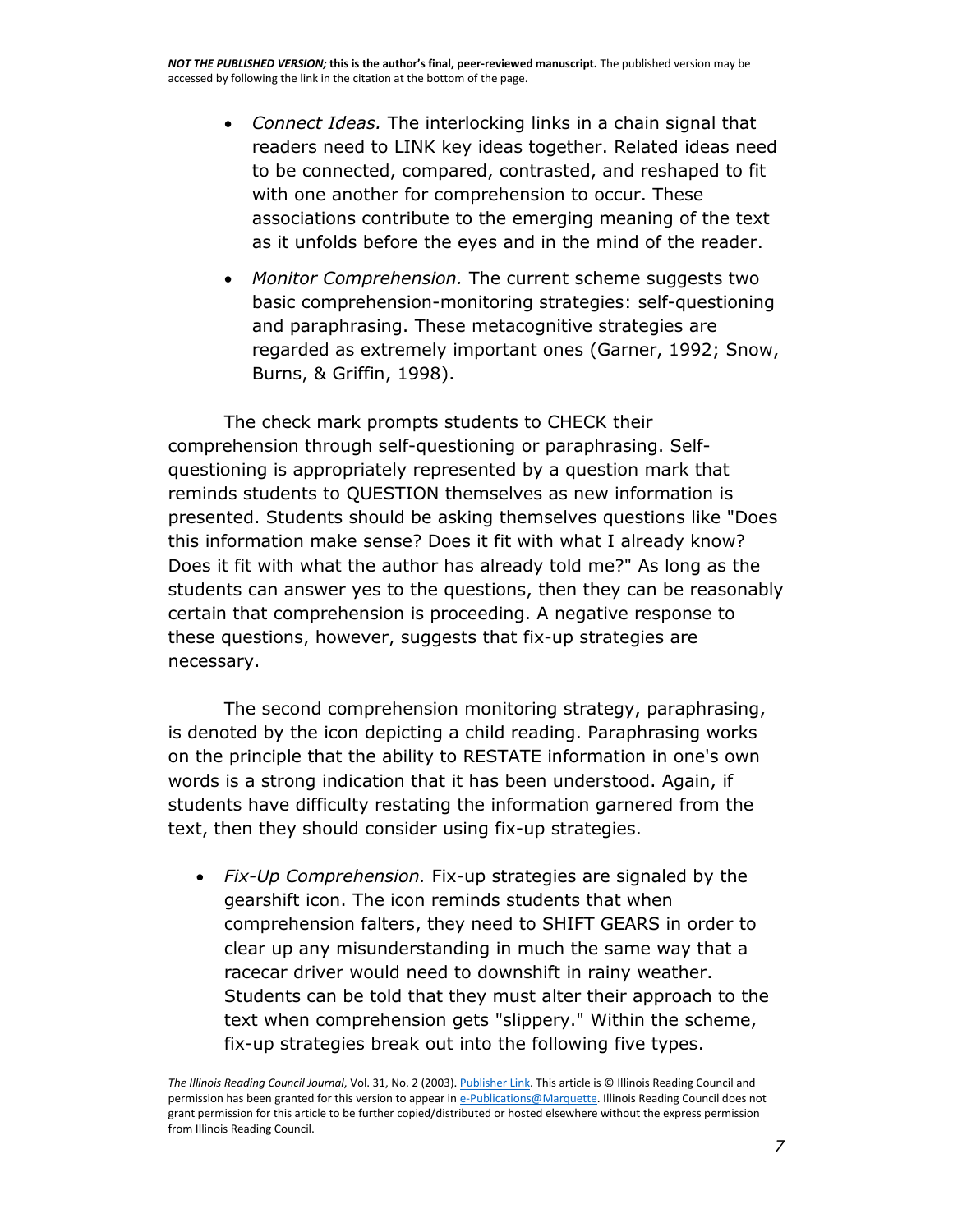- *Connect Ideas.* The interlocking links in a chain signal that readers need to LINK key ideas together. Related ideas need to be connected, compared, contrasted, and reshaped to fit with one another for comprehension to occur. These associations contribute to the emerging meaning of the text as it unfolds before the eyes and in the mind of the reader.
- *Monitor Comprehension.* The current scheme suggests two basic comprehension-monitoring strategies: self-questioning and paraphrasing. These metacognitive strategies are regarded as extremely important ones (Garner, 1992; Snow, Burns, & Griffin, 1998).

The check mark prompts students to CHECK their comprehension through self-questioning or paraphrasing. Self-questioning is appropriately represented by a question mark that reminds students to QUESTION themselves as new information is presented. Students should be asking themselves questions like "Does this information make sense? Does it fit with what I already know? Does it fit with what the author has already told me?" As long as the students can answer yes to the questions, then they can be reasonably certain that comprehension is proceeding. A negative response to these questions, however, suggests that fix-up strategies are necessary.

The second comprehension monitoring strategy, paraphrasing, is denoted by the icon depicting a child reading. Paraphrasing works on the principle that the ability to RESTATE information in one's own words is a strong indication that it has been understood. Again, if students have difficulty restating the information garnered from the text, then they should consider using fix-up strategies.

- *Fix-Up Comprehension.* Fix-up strategies are signaled by the gearshift icon. The icon reminds students that when comprehension falters, they need to SHIFT GEARS in order to clear up any misunderstanding in much the same way that a racecar driver would need to downshift in rainy weather. Students can be told that they must alter their approach to the text when comprehension gets "slippery." Within the scheme, fix-up strategies break out into the following five types.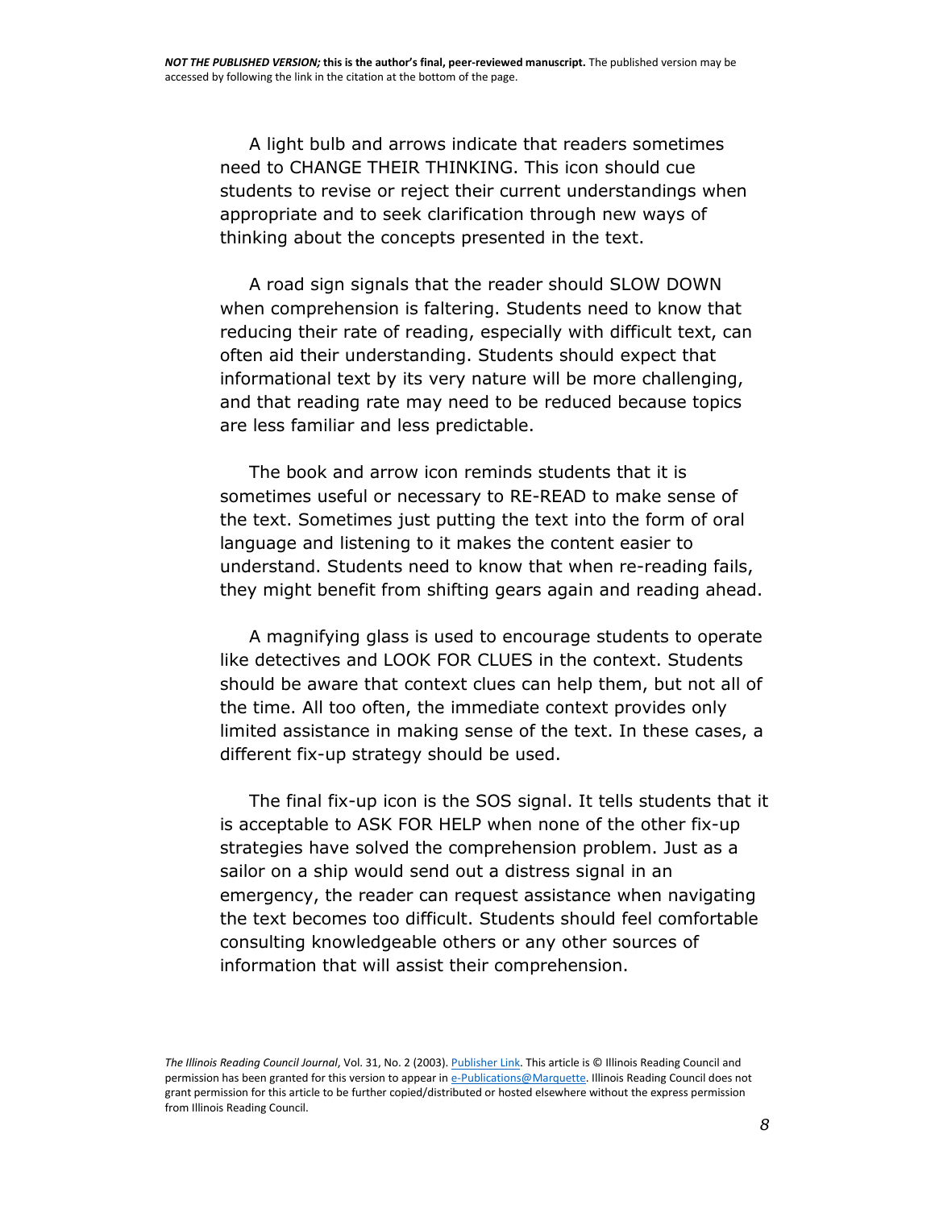A light bulb and arrows indicate that readers sometimes need to CHANGE THEIR THINKING. This icon should cue students to revise or reject their current understandings when appropriate and to seek clarification through new ways of thinking about the concepts presented in the text.

A road sign signals that the reader should SLOW DOWN when comprehension is faltering. Students need to know that reducing their rate of reading, especially with difficult text, can often aid their understanding. Students should expect that informational text by its very nature will be more challenging, and that reading rate may need to be reduced because topics are less familiar and less predictable.

The book and arrow icon reminds students that it is sometimes useful or necessary to RE-READ to make sense of the text. Sometimes just putting the text into the form of oral language and listening to it makes the content easier to understand. Students need to know that when re-reading fails, they might benefit from shifting gears again and reading ahead.

A magnifying glass is used to encourage students to operate like detectives and LOOK FOR CLUES in the context. Students should be aware that context clues can help them, but not all of the time. All too often, the immediate context provides only limited assistance in making sense of the text. In these cases, a different fix-up strategy should be used.

The final fix-up icon is the SOS signal. It tells students that it is acceptable to ASK FOR HELP when none of the other fix-up strategies have solved the comprehension problem. Just as a sailor on a ship would send out a distress signal in an emergency, the reader can request assistance when navigating the text becomes too difficult. Students should feel comfortable consulting knowledgeable others or any other sources of information that will assist their comprehension.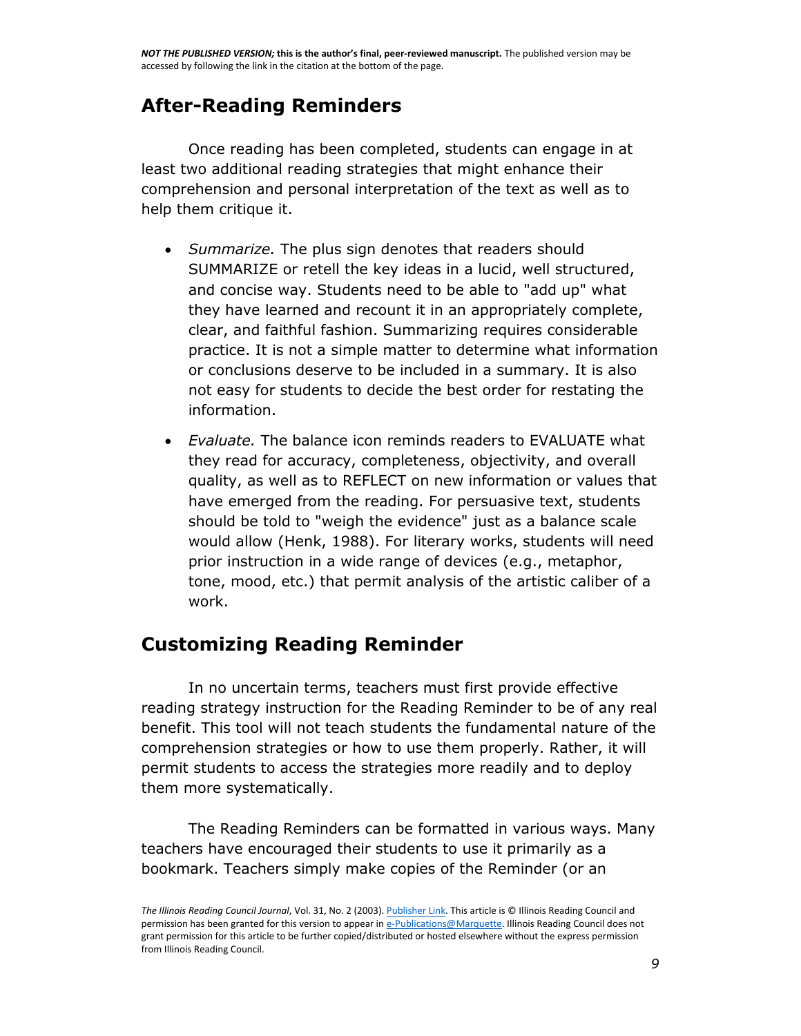## After-Reading Reminders

Once reading has been completed, students can engage in at least two additional reading strategies that might enhance their comprehension and personal interpretation of the text as well as to help them critique it.

- *Summarize.* The plus sign denotes that readers should SUMMARIZE or retell the key ideas in a lucid, well structured, and concise way. Students need to be able to "add up" what they have learned and recount it in an appropriately complete, clear, and faithful fashion. Summarizing requires considerable practice. It is not a simple matter to determine what information or conclusions deserve to be included in a summary. It is also not easy for students to decide the best order for restating the information.
- *Evaluate.* The balance icon reminds readers to EVALUATE what they read for accuracy, completeness, objectivity, and overall quality, as well as to REFLECT on new information or values that have emerged from the reading. For persuasive text, students should be told to "weigh the evidence" just as a balance scale would allow (Henk, 1988). For literary works, students will need prior instruction in a wide range of devices (e.g., metaphor, tone, mood, etc.) that permit analysis of the artistic caliber of a work.

## Customizing Reading Reminder

In no uncertain terms, teachers must first provide effective reading strategy instruction for the Reading Reminder to be of any real benefit. This tool will not teach students the fundamental nature of the comprehension strategies or how to use them properly. Rather, it will permit students to access the strategies more readily and to deploy them more systematically.

The Reading Reminders can be formatted in various ways. Many teachers have encouraged their students to use it primarily as a bookmark. Teachers simply make copies of the Reminder (or an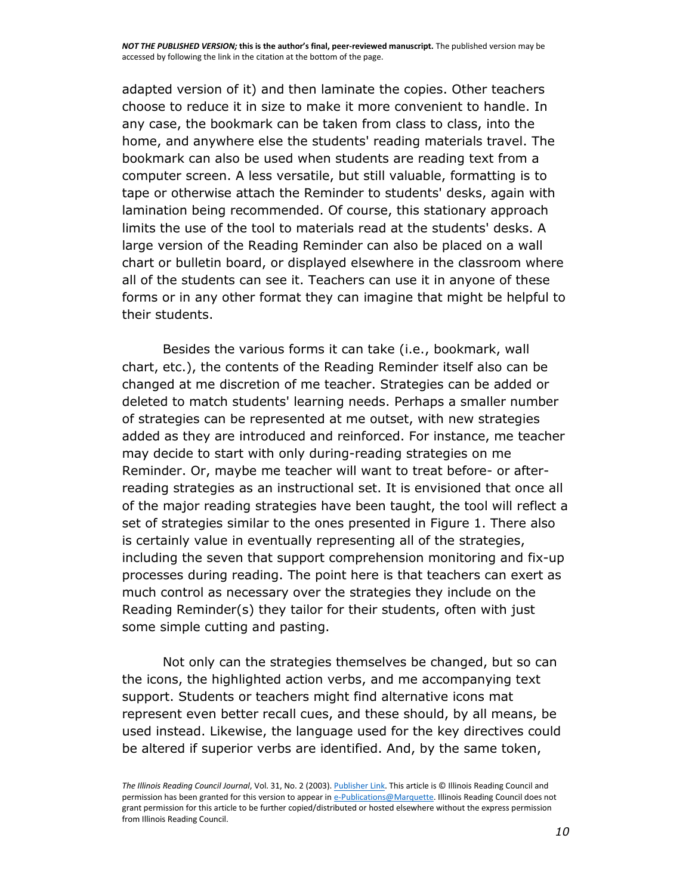adapted version of it) and then laminate the copies. Other teachers choose to reduce it in size to make it more convenient to handle. In any case, the bookmark can be taken from class to class, into the home, and anywhere else the students' reading materials travel. The bookmark can also be used when students are reading text from a computer screen. A less versatile, but still valuable, formatting is to tape or otherwise attach the Reminder to students' desks, again with lamination being recommended. Of course, this stationary approach limits the use of the tool to materials read at the students' desks. A large version of the Reading Reminder can also be placed on a wall chart or bulletin board, or displayed elsewhere in the classroom where all of the students can see it. Teachers can use it in anyone of these forms or in any other format they can imagine that might be helpful to their students.

Besides the various forms it can take (i.e., bookmark, wall chart, etc.), the contents of the Reading Reminder itself also can be changed at me discretion of me teacher. Strategies can be added or deleted to match students' learning needs. Perhaps a smaller number of strategies can be represented at me outset, with new strategies added as they are introduced and reinforced. For instance, me teacher may decide to start with only during-reading strategies on me Reminder. Or, maybe me teacher will want to treat before- or after-reading strategies as an instructional set. It is envisioned that once all of the major reading strategies have been taught, the tool will reflect a set of strategies similar to the ones presented in Figure 1. There also is certainly value in eventually representing all of the strategies, including the seven that support comprehension monitoring and fix-up processes during reading. The point here is that teachers can exert as much control as necessary over the strategies they include on the Reading Reminder(s) they tailor for their students, often with just some simple cutting and pasting.

Not only can the strategies themselves be changed, but so can the icons, the highlighted action verbs, and me accompanying text support. Students or teachers might find alternative icons mat represent even better recall cues, and these should, by all means, be used instead. Likewise, the language used for the key directives could be altered if superior verbs are identified. And, by the same token,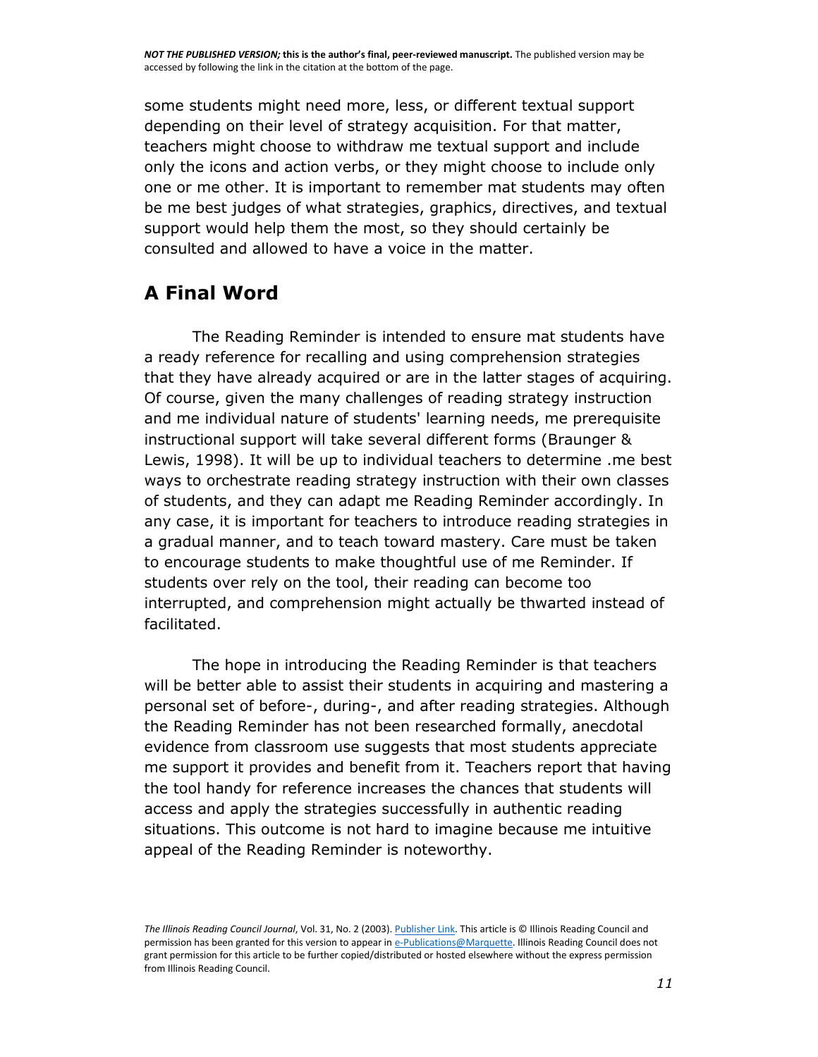some students might need more, less, or different textual support depending on their level of strategy acquisition. For that matter, teachers might choose to withdraw me textual support and include only the icons and action verbs, or they might choose to include only one or me other. It is important to remember mat students may often be me best judges of what strategies, graphics, directives, and textual support would help them the most, so they should certainly be consulted and allowed to have a voice in the matter.

## A Final Word

The Reading Reminder is intended to ensure mat students have a ready reference for recalling and using comprehension strategies that they have already acquired or are in the latter stages of acquiring. Of course, given the many challenges of reading strategy instruction and me individual nature of students' learning needs, me prerequisite instructional support will take several different forms (Braunger & Lewis, 1998). It will be up to individual teachers to determine .me best ways to orchestrate reading strategy instruction with their own classes of students, and they can adapt me Reading Reminder accordingly. In any case, it is important for teachers to introduce reading strategies in a gradual manner, and to teach toward mastery. Care must be taken to encourage students to make thoughtful use of me Reminder. If students over rely on the tool, their reading can become too interrupted, and comprehension might actually be thwarted instead of facilitated.

The hope in introducing the Reading Reminder is that teachers will be better able to assist their students in acquiring and mastering a personal set of before-, during-, and after reading strategies. Although the Reading Reminder has not been researched formally, anecdotal evidence from classroom use suggests that most students appreciate me support it provides and benefit from it. Teachers report that having the tool handy for reference increases the chances that students will access and apply the strategies successfully in authentic reading situations. This outcome is not hard to imagine because me intuitive appeal of the Reading Reminder is noteworthy.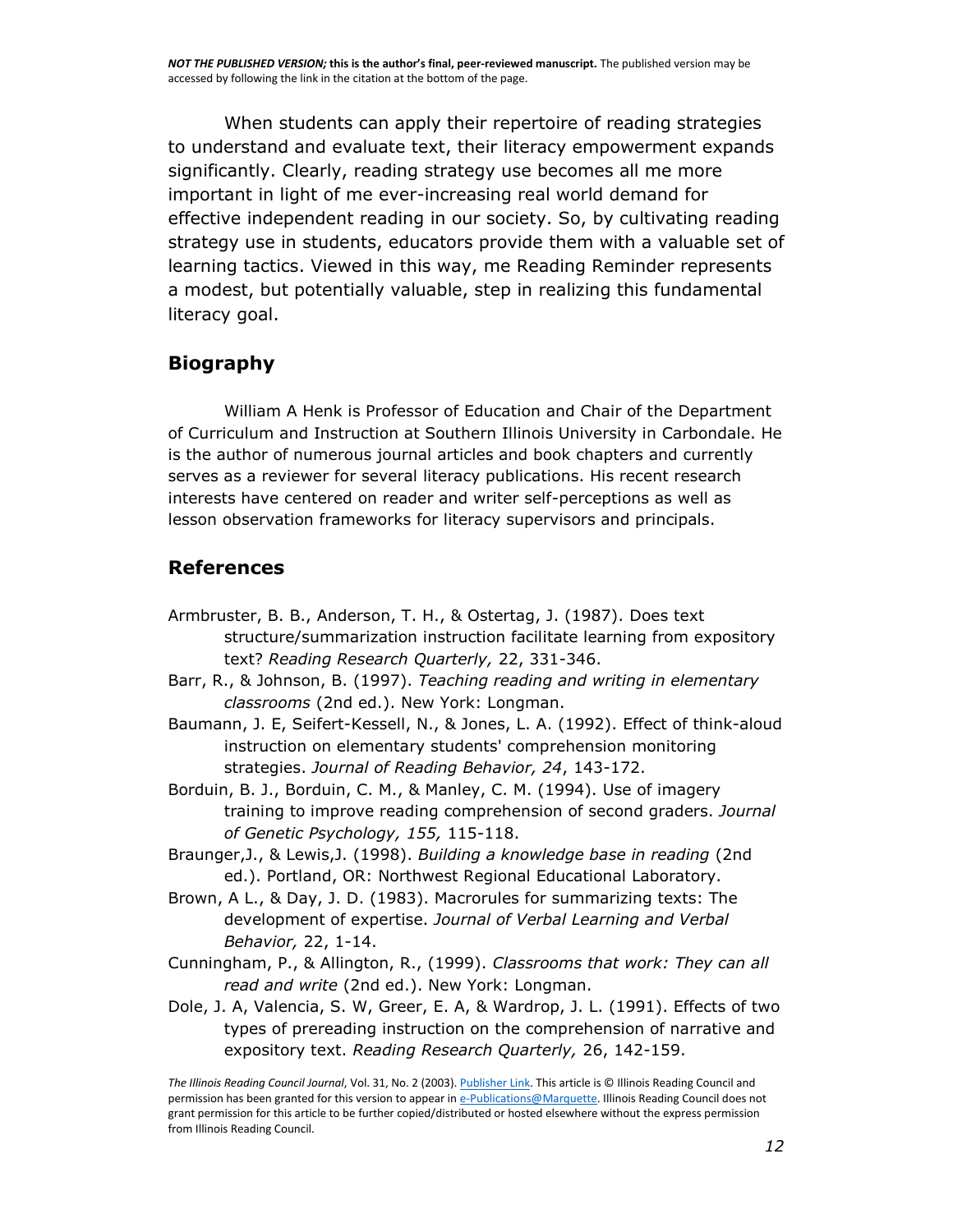When students can apply their repertoire of reading strategies to understand and evaluate text, their literacy empowerment expands significantly. Clearly, reading strategy use becomes all me more important in light of me ever-increasing real world demand for effective independent reading in our society. So, by cultivating reading strategy use in students, educators provide them with a valuable set of learning tactics. Viewed in this way, me Reading Reminder represents a modest, but potentially valuable, step in realizing this fundamental literacy goal.

## Biography

William A Henk is Professor of Education and Chair of the Department of Curriculum and Instruction at Southern Illinois University in Carbondale. He is the author of numerous journal articles and book chapters and currently serves as a reviewer for several literacy publications. His recent research interests have centered on reader and writer self-perceptions as well as lesson observation frameworks for literacy supervisors and principals.

## References

Armbruster, B. B., Anderson, T. H., & Ostertag, J. (1987). Does text structure/summarization instruction facilitate learning from expository text? *Reading Research Quarterly,* 22, 331-346.

Barr, R., & Johnson, B. (1997). *Teaching reading and writing in elementary classrooms* (2nd ed.). New York: Longman.

Baumann, J. E, Seifert-Kessell, N., & Jones, L. A. (1992). Effect of think-aloud instruction on elementary students' comprehension monitoring strategies. *Journal of Reading Behavior, 24*, 143-172.

Borduin, B. J., Borduin, C. M., & Manley, C. M. (1994). Use of imagery training to improve reading comprehension of second graders. *Journal of Genetic Psychology, 155,* 115-118.

Braunger,J., & Lewis,J. (1998). *Building a knowledge base in reading* (2nd ed.). Portland, OR: Northwest Regional Educational Laboratory.

Brown, A L., & Day, J. D. (1983). Macrorules for summarizing texts: The development of expertise. *Journal of Verbal Learning and Verbal Behavior,* 22, 1-14.

Cunningham, P., & Allington, R., (1999). *Classrooms that work: They can all read and write* (2nd ed.). New York: Longman.

Dole, J. A, Valencia, S. W, Greer, E. A, & Wardrop, J. L. (1991). Effects of two types of prereading instruction on the comprehension of narrative and expository text. *Reading Research Quarterly,* 26, 142-159.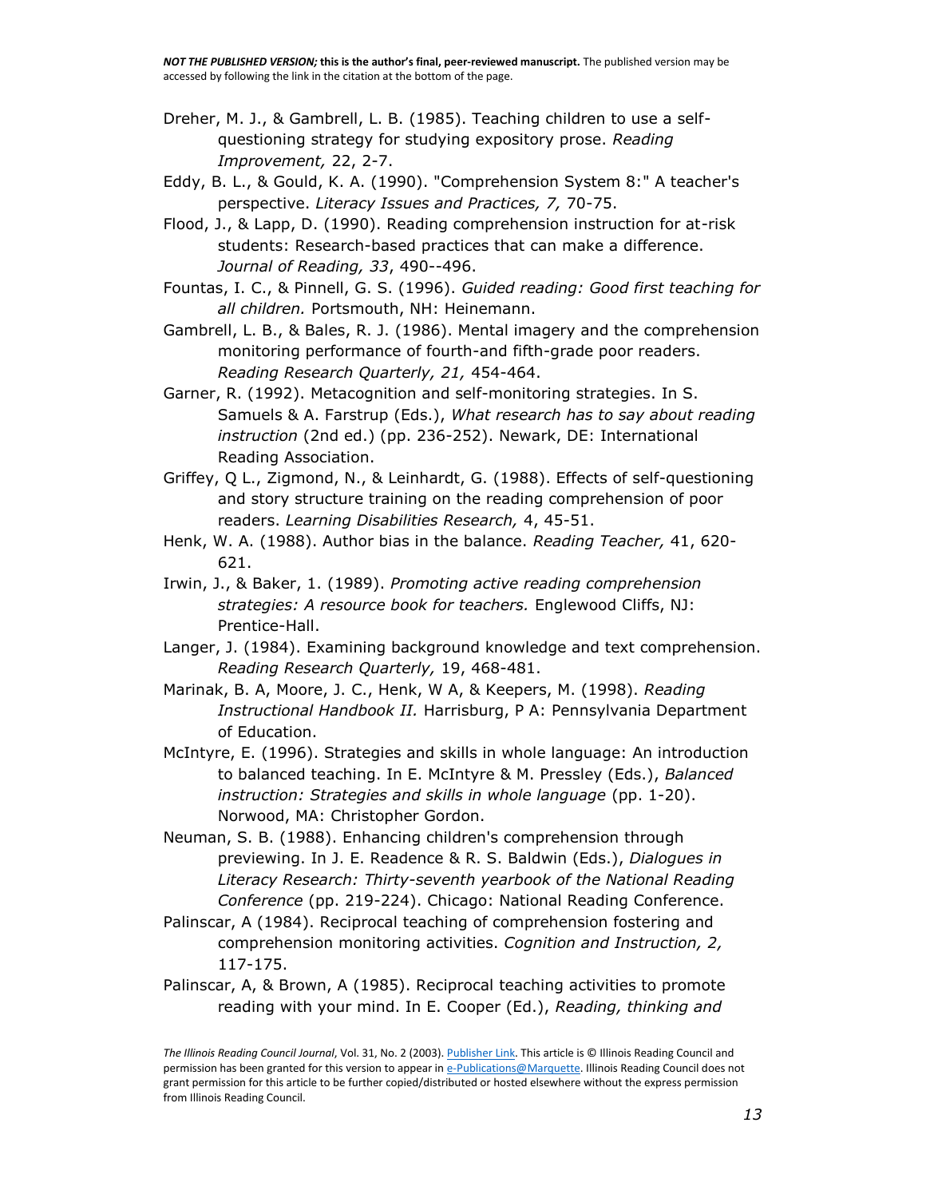Dreher, M. J., & Gambrell, L. B. (1985). Teaching children to use a self-questioning strategy for studying expository prose. *Reading Improvement,* 22, 2-7.

Eddy, B. L., & Gould, K. A. (1990). "Comprehension System 8:" A teacher's perspective. *Literacy Issues and Practices, 7,* 70-75.

Flood, J., & Lapp, D. (1990). Reading comprehension instruction for at-risk students: Research-based practices that can make a difference. *Journal of Reading, 33*, 490--496.

Fountas, I. C., & Pinnell, G. S. (1996). *Guided reading: Good first teaching for all children.* Portsmouth, NH: Heinemann.

Gambrell, L. B., & Bales, R. J. (1986). Mental imagery and the comprehension monitoring performance of fourth-and fifth-grade poor readers. *Reading Research Quarterly, 21,* 454-464.

Garner, R. (1992). Metacognition and self-monitoring strategies. In S. Samuels & A. Farstrup (Eds.), *What research has to say about reading instruction* (2nd ed.) (pp. 236-252). Newark, DE: International Reading Association.

Griffey, Q L., Zigmond, N., & Leinhardt, G. (1988). Effects of self-questioning and story structure training on the reading comprehension of poor readers. *Learning Disabilities Research,* 4, 45-51.

Henk, W. A. (1988). Author bias in the balance. *Reading Teacher,* 41, 620-621.

Irwin, J., & Baker, 1. (1989). *Promoting active reading comprehension strategies: A resource book for teachers.* Englewood Cliffs, NJ: Prentice-Hall.

Langer, J. (1984). Examining background knowledge and text comprehension. *Reading Research Quarterly,* 19, 468-481.

Marinak, B. A, Moore, J. C., Henk, W A, & Keepers, M. (1998). *Reading Instructional Handbook II.* Harrisburg, P A: Pennsylvania Department of Education.

McIntyre, E. (1996). Strategies and skills in whole language: An introduction to balanced teaching. In E. McIntyre & M. Pressley (Eds.), *Balanced instruction: Strategies and skills in whole language* (pp. 1-20). Norwood, MA: Christopher Gordon.

Neuman, S. B. (1988). Enhancing children's comprehension through previewing. In J. E. Readence & R. S. Baldwin (Eds.), *Dialogues in Literacy Research: Thirty-seventh yearbook of the National Reading Conference* (pp. 219-224). Chicago: National Reading Conference.

Palinscar, A (1984). Reciprocal teaching of comprehension fostering and comprehension monitoring activities. *Cognition and Instruction, 2,* 117-175.

Palinscar, A, & Brown, A (1985). Reciprocal teaching activities to promote reading with your mind. In E. Cooper (Ed.), *Reading, thinking and*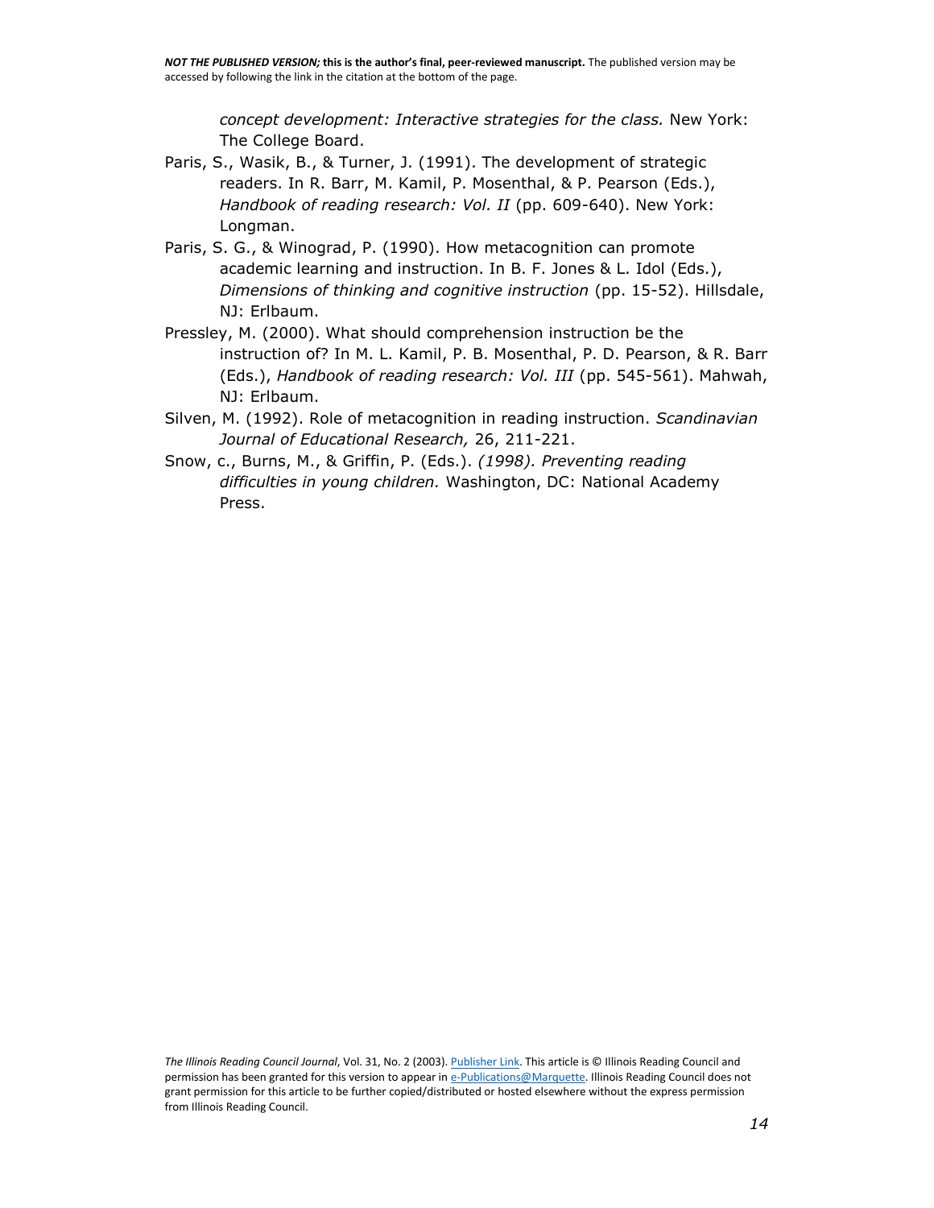*concept development: Interactive strategies for the class.* New York: The College Board.

Paris, S., Wasik, B., & Turner, J. (1991). The development of strategic readers. In R. Barr, M. Kamil, P. Mosenthal, & P. Pearson (Eds.), *Handbook of reading research: Vol. II* (pp. 609-640). New York: Longman.

Paris, S. G., & Winograd, P. (1990). How metacognition can promote academic learning and instruction. In B. F. Jones & L. Idol (Eds.), *Dimensions of thinking and cognitive instruction* (pp. 15-52). Hillsdale, NJ: Erlbaum.

Pressley, M. (2000). What should comprehension instruction be the instruction of? In M. L. Kamil, P. B. Mosenthal, P. D. Pearson, & R. Barr (Eds.), *Handbook of reading research: Vol. III* (pp. 545-561). Mahwah, NJ: Erlbaum.

Silven, M. (1992). Role of metacognition in reading instruction. *Scandinavian Journal of Educational Research,* 26, 211-221.

Snow, c., Burns, M., & Griffin, P. (Eds.). *(1998). Preventing reading difficulties in young children.* Washington, DC: National Academy Press.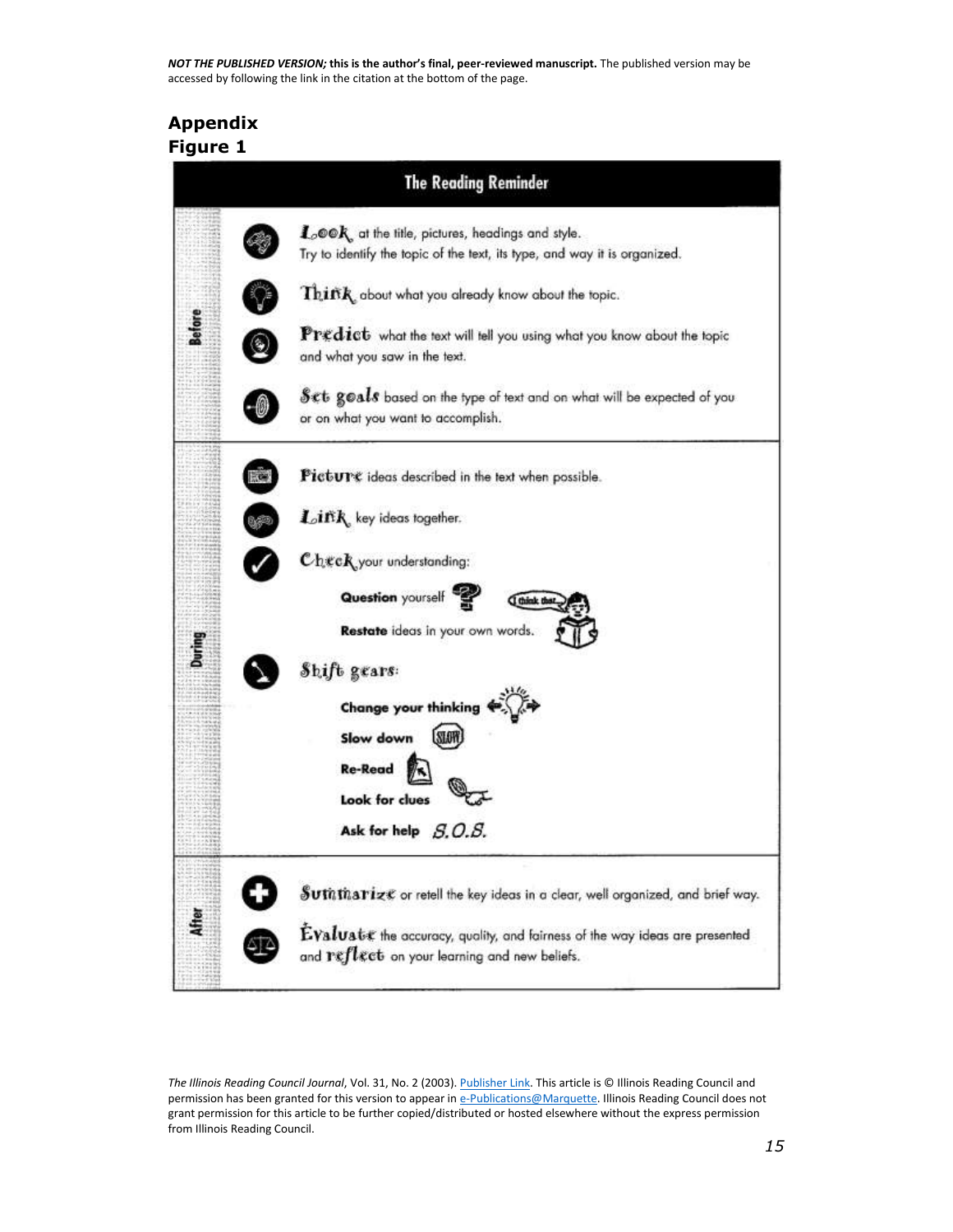**NOT THE PUBLISHED VERSION; this is the author's final, peer-reviewed manuscript.** The published version may be accessed by following the link in the citation at the bottom of the page.

## Appendix
## Figure 1

### The Reading Reminder

**Before**

**Look** at the title, pictures, headings and style.
Try to identify the topic of the text, its type, and way it is organized.

**Think** about what you already know about the topic.

**Predict** what the text will tell you using what you know about the topic and what you saw in the text.

**Set goals** based on the type of text and on what will be expected of you or on what you want to accomplish.

**During**

**Picture** ideas described in the text when possible.

**Link** key ideas together.

**Check** your understanding:

- **Question** yourself
- **Restate** ideas in your own words.

I think that...

**Shift gears:**

- **Change your thinking**
- **Slow down**
- **Re-Read**
- **Look for clues**
- **Ask for help** S.O.S.

SLOW

**After**

**Summarize** or retell the key ideas in a clear, well organized, and brief way.

**Evaluate** the accuracy, quality, and fairness of the way ideas are presented and **reflect** on your learning and new beliefs.

*The Illinois Reading Council Journal*, Vol. 31, No. 2 (2003). Publisher Link. This article is © Illinois Reading Council and permission has been granted for this version to appear in e-Publications@Marquette. Illinois Reading Council does not grant permission for this article to be further copied/distributed or hosted elsewhere without the express permission from Illinois Reading Council.